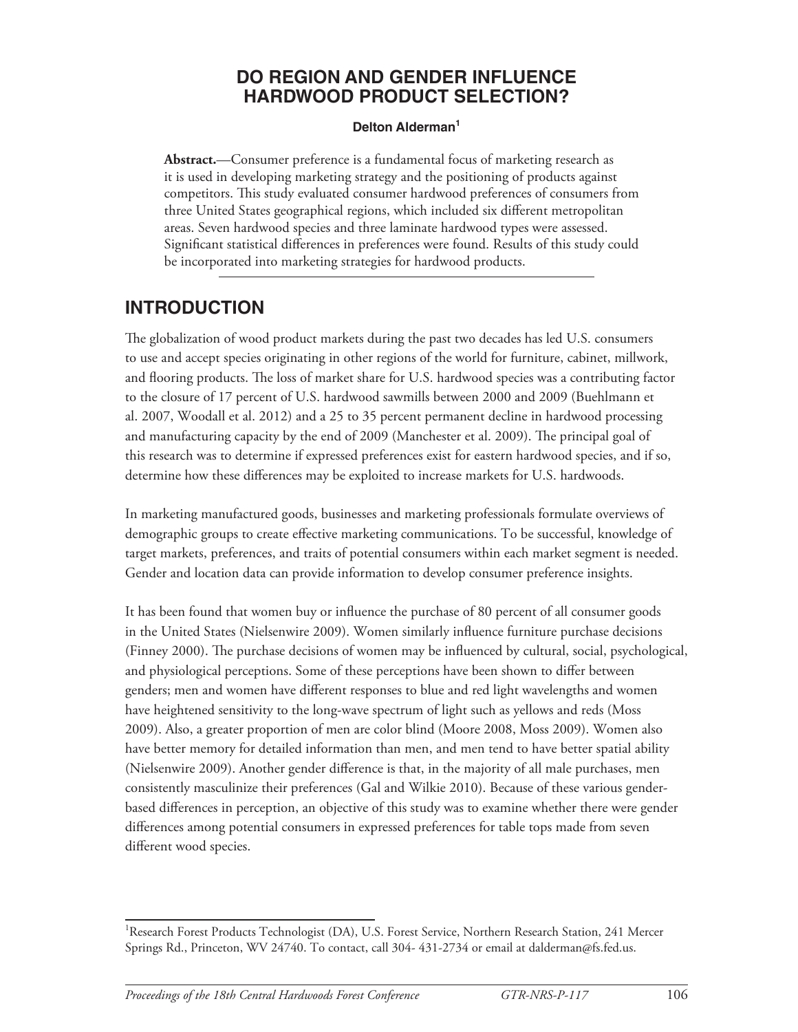# DO REGION AND GENDER INFLUENCE HARDWOOD PRODUCT SELECTION?

**Delton Alderman[1]**

**Abstract.**—Consumer preference is a fundamental focus of marketing research as it is used in developing marketing strategy and the positioning of products against competitors. This study evaluated consumer hardwood preferences of consumers from three United States geographical regions, which included six different metropolitan areas. Seven hardwood species and three laminate hardwood types were assessed. Significant statistical differences in preferences were found. Results of this study could be incorporated into marketing strategies for hardwood products.

## INTRODUCTION

The globalization of wood product markets during the past two decades has led U.S. consumers to use and accept species originating in other regions of the world for furniture, cabinet, millwork, and flooring products. The loss of market share for U.S. hardwood species was a contributing factor to the closure of 17 percent of U.S. hardwood sawmills between 2000 and 2009 (Buehlmann et al. 2007, Woodall et al. 2012) and a 25 to 35 percent permanent decline in hardwood processing and manufacturing capacity by the end of 2009 (Manchester et al. 2009). The principal goal of this research was to determine if expressed preferences exist for eastern hardwood species, and if so, determine how these differences may be exploited to increase markets for U.S. hardwoods.

In marketing manufactured goods, businesses and marketing professionals formulate overviews of demographic groups to create effective marketing communications. To be successful, knowledge of target markets, preferences, and traits of potential consumers within each market segment is needed. Gender and location data can provide information to develop consumer preference insights.

It has been found that women buy or influence the purchase of 80 percent of all consumer goods in the United States (Nielsenwire 2009). Women similarly influence furniture purchase decisions (Finney 2000). The purchase decisions of women may be influenced by cultural, social, psychological, and physiological perceptions. Some of these perceptions have been shown to differ between genders; men and women have different responses to blue and red light wavelengths and women have heightened sensitivity to the long-wave spectrum of light such as yellows and reds (Moss 2009). Also, a greater proportion of men are color blind (Moore 2008, Moss 2009). Women also have better memory for detailed information than men, and men tend to have better spatial ability (Nielsenwire 2009). Another gender difference is that, in the majority of all male purchases, men consistently masculinize their preferences (Gal and Wilkie 2010). Because of these various gender-based differences in perception, an objective of this study was to examine whether there were gender differences among potential consumers in expressed preferences for table tops made from seven different wood species.

---

[1]Research Forest Products Technologist (DA), U.S. Forest Service, Northern Research Station, 241 Mercer Springs Rd., Princeton, WV 24740. To contact, call 304- 431-2734 or email at dalderman@fs.fed.us.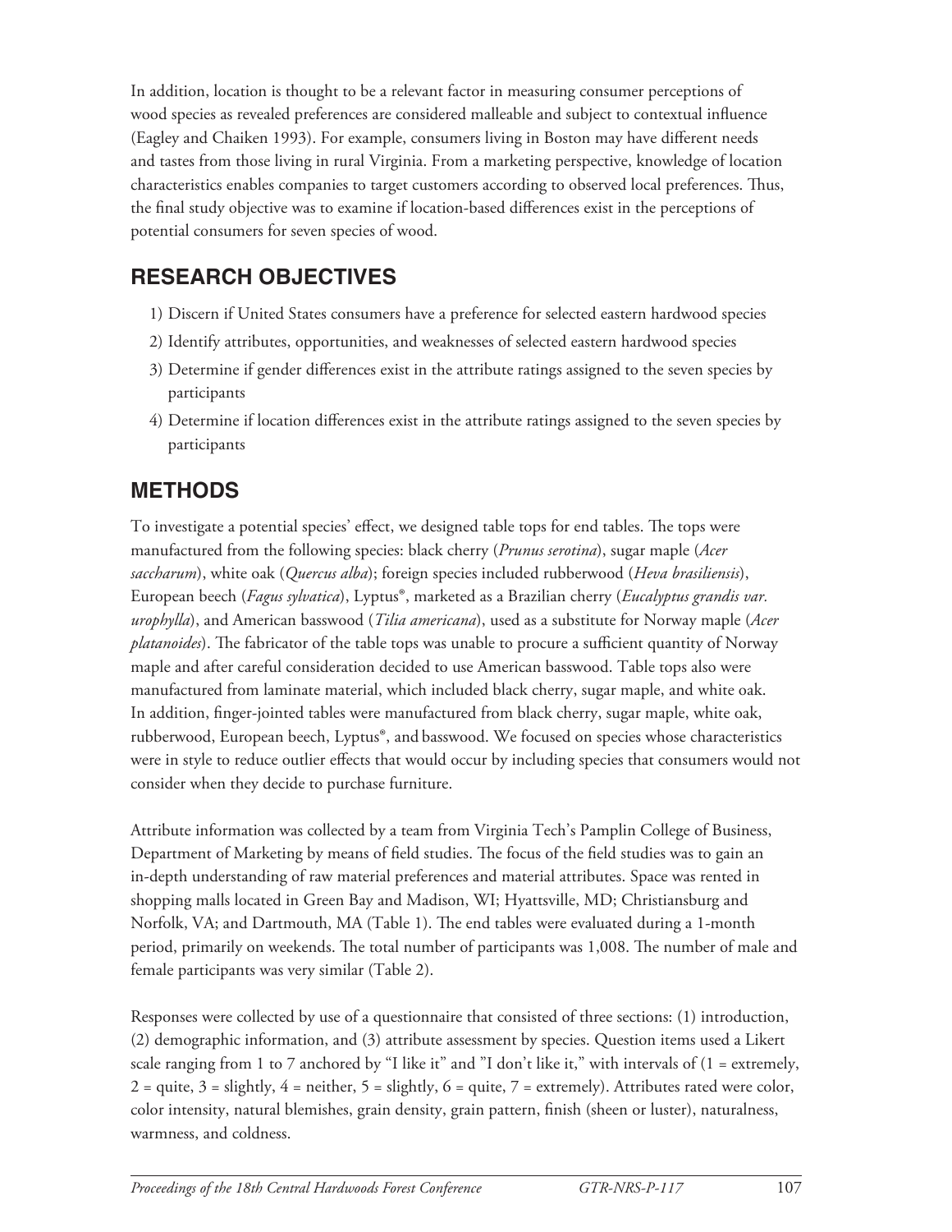In addition, location is thought to be a relevant factor in measuring consumer perceptions of wood species as revealed preferences are considered malleable and subject to contextual influence (Eagley and Chaiken 1993). For example, consumers living in Boston may have different needs and tastes from those living in rural Virginia. From a marketing perspective, knowledge of location characteristics enables companies to target customers according to observed local preferences. Thus, the final study objective was to examine if location-based differences exist in the perceptions of potential consumers for seven species of wood.

## RESEARCH OBJECTIVES

1) Discern if United States consumers have a preference for selected eastern hardwood species
2) Identify attributes, opportunities, and weaknesses of selected eastern hardwood species
3) Determine if gender differences exist in the attribute ratings assigned to the seven species by participants
4) Determine if location differences exist in the attribute ratings assigned to the seven species by participants

## METHODS

To investigate a potential species' effect, we designed table tops for end tables. The tops were manufactured from the following species: black cherry (*Prunus serotina*), sugar maple (*Acer saccharum*), white oak (*Quercus alba*); foreign species included rubberwood (*Heva brasiliensis*), European beech (*Fagus sylvatica*), Lyptus®, marketed as a Brazilian cherry (*Eucalyptus grandis var. urophylla*), and American basswood (*Tilia americana*), used as a substitute for Norway maple (*Acer platanoides*). The fabricator of the table tops was unable to procure a sufficient quantity of Norway maple and after careful consideration decided to use American basswood. Table tops also were manufactured from laminate material, which included black cherry, sugar maple, and white oak. In addition, finger-jointed tables were manufactured from black cherry, sugar maple, white oak, rubberwood, European beech, Lyptus®, and basswood. We focused on species whose characteristics were in style to reduce outlier effects that would occur by including species that consumers would not consider when they decide to purchase furniture.

Attribute information was collected by a team from Virginia Tech's Pamplin College of Business, Department of Marketing by means of field studies. The focus of the field studies was to gain an in-depth understanding of raw material preferences and material attributes. Space was rented in shopping malls located in Green Bay and Madison, WI; Hyattsville, MD; Christiansburg and Norfolk, VA; and Dartmouth, MA (Table 1). The end tables were evaluated during a 1-month period, primarily on weekends. The total number of participants was 1,008. The number of male and female participants was very similar (Table 2).

Responses were collected by use of a questionnaire that consisted of three sections: (1) introduction, (2) demographic information, and (3) attribute assessment by species. Question items used a Likert scale ranging from 1 to 7 anchored by "I like it" and "I don't like it," with intervals of (1 = extremely, 2 = quite, 3 = slightly, 4 = neither, 5 = slightly, 6 = quite, 7 = extremely). Attributes rated were color, color intensity, natural blemishes, grain density, grain pattern, finish (sheen or luster), naturalness, warmness, and coldness.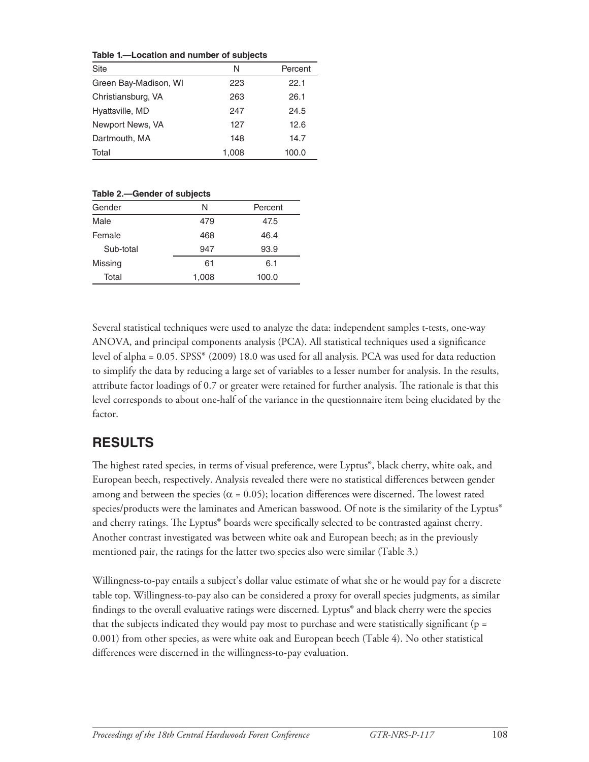**Table 1.—Location and number of subjects**

| Site | N | Percent |
|---|---|---|
| Green Bay-Madison, WI | 223 | 22.1 |
| Christiansburg, VA | 263 | 26.1 |
| Hyattsville, MD | 247 | 24.5 |
| Newport News, VA | 127 | 12.6 |
| Dartmouth, MA | 148 | 14.7 |
| Total | 1,008 | 100.0 |

**Table 2.—Gender of subjects**

| Gender | N | Percent |
|---|---|---|
| Male | 479 | 47.5 |
| Female | 468 | 46.4 |
| Sub-total | 947 | 93.9 |
| Missing | 61 | 6.1 |
| Total | 1,008 | 100.0 |

Several statistical techniques were used to analyze the data: independent samples t-tests, one-way ANOVA, and principal components analysis (PCA). All statistical techniques used a significance level of alpha = 0.05. SPSS® (2009) 18.0 was used for all analysis. PCA was used for data reduction to simplify the data by reducing a large set of variables to a lesser number for analysis. In the results, attribute factor loadings of 0.7 or greater were retained for further analysis. The rationale is that this level corresponds to about one-half of the variance in the questionnaire item being elucidated by the factor.

## RESULTS

The highest rated species, in terms of visual preference, were Lyptus®, black cherry, white oak, and European beech, respectively. Analysis revealed there were no statistical differences between gender among and between the species ($\alpha = 0.05$); location differences were discerned. The lowest rated species/products were the laminates and American basswood. Of note is the similarity of the Lyptus® and cherry ratings. The Lyptus® boards were specifically selected to be contrasted against cherry. Another contrast investigated was between white oak and European beech; as in the previously mentioned pair, the ratings for the latter two species also were similar (Table 3.)

Willingness-to-pay entails a subject's dollar value estimate of what she or he would pay for a discrete table top. Willingness-to-pay also can be considered a proxy for overall species judgments, as similar findings to the overall evaluative ratings were discerned. Lyptus® and black cherry were the species that the subjects indicated they would pay most to purchase and were statistically significant ($p = 0.001$) from other species, as were white oak and European beech (Table 4). No other statistical differences were discerned in the willingness-to-pay evaluation.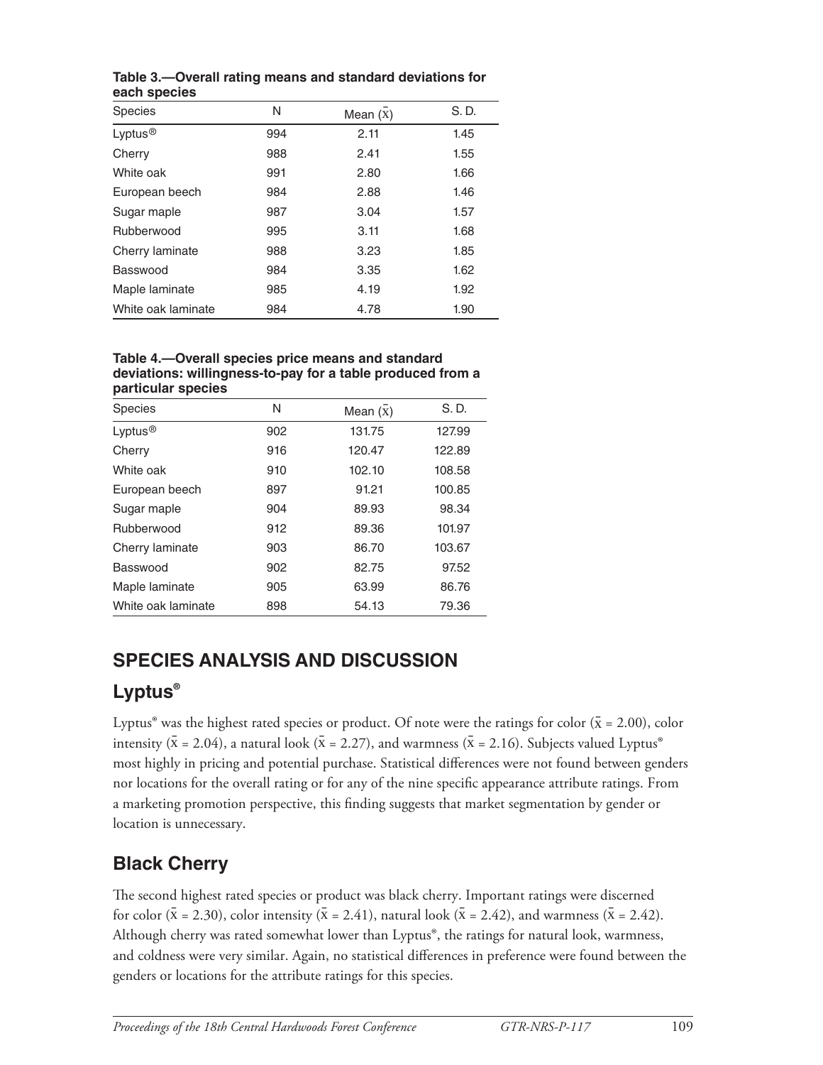**Table 3.—Overall rating means and standard deviations for each species**

| Species | N | Mean ($\bar{x}$) | S. D. |
|---|---|---|---|
| Lyptus® | 994 | 2.11 | 1.45 |
| Cherry | 988 | 2.41 | 1.55 |
| White oak | 991 | 2.80 | 1.66 |
| European beech | 984 | 2.88 | 1.46 |
| Sugar maple | 987 | 3.04 | 1.57 |
| Rubberwood | 995 | 3.11 | 1.68 |
| Cherry laminate | 988 | 3.23 | 1.85 |
| Basswood | 984 | 3.35 | 1.62 |
| Maple laminate | 985 | 4.19 | 1.92 |
| White oak laminate | 984 | 4.78 | 1.90 |

**Table 4.—Overall species price means and standard deviations: willingness-to-pay for a table produced from a particular species**

| Species | N | Mean ($\bar{x}$) | S. D. |
|---|---|---|---|
| Lyptus® | 902 | 131.75 | 127.99 |
| Cherry | 916 | 120.47 | 122.89 |
| White oak | 910 | 102.10 | 108.58 |
| European beech | 897 | 91.21 | 100.85 |
| Sugar maple | 904 | 89.93 | 98.34 |
| Rubberwood | 912 | 89.36 | 101.97 |
| Cherry laminate | 903 | 86.70 | 103.67 |
| Basswood | 902 | 82.75 | 97.52 |
| Maple laminate | 905 | 63.99 | 86.76 |
| White oak laminate | 898 | 54.13 | 79.36 |

## SPECIES ANALYSIS AND DISCUSSION

### Lyptus®

Lyptus® was the highest rated species or product. Of note were the ratings for color ($\bar{x}$ = 2.00), color intensity ($\bar{x}$ = 2.04), a natural look ($\bar{x}$ = 2.27), and warmness ($\bar{x}$ = 2.16). Subjects valued Lyptus® most highly in pricing and potential purchase. Statistical differences were not found between genders nor locations for the overall rating or for any of the nine specific appearance attribute ratings. From a marketing promotion perspective, this finding suggests that market segmentation by gender or location is unnecessary.

### Black Cherry

The second highest rated species or product was black cherry. Important ratings were discerned for color ($\bar{x}$ = 2.30), color intensity ($\bar{x}$ = 2.41), natural look ($\bar{x}$ = 2.42), and warmness ($\bar{x}$ = 2.42). Although cherry was rated somewhat lower than Lyptus®, the ratings for natural look, warmness, and coldness were very similar. Again, no statistical differences in preference were found between the genders or locations for the attribute ratings for this species.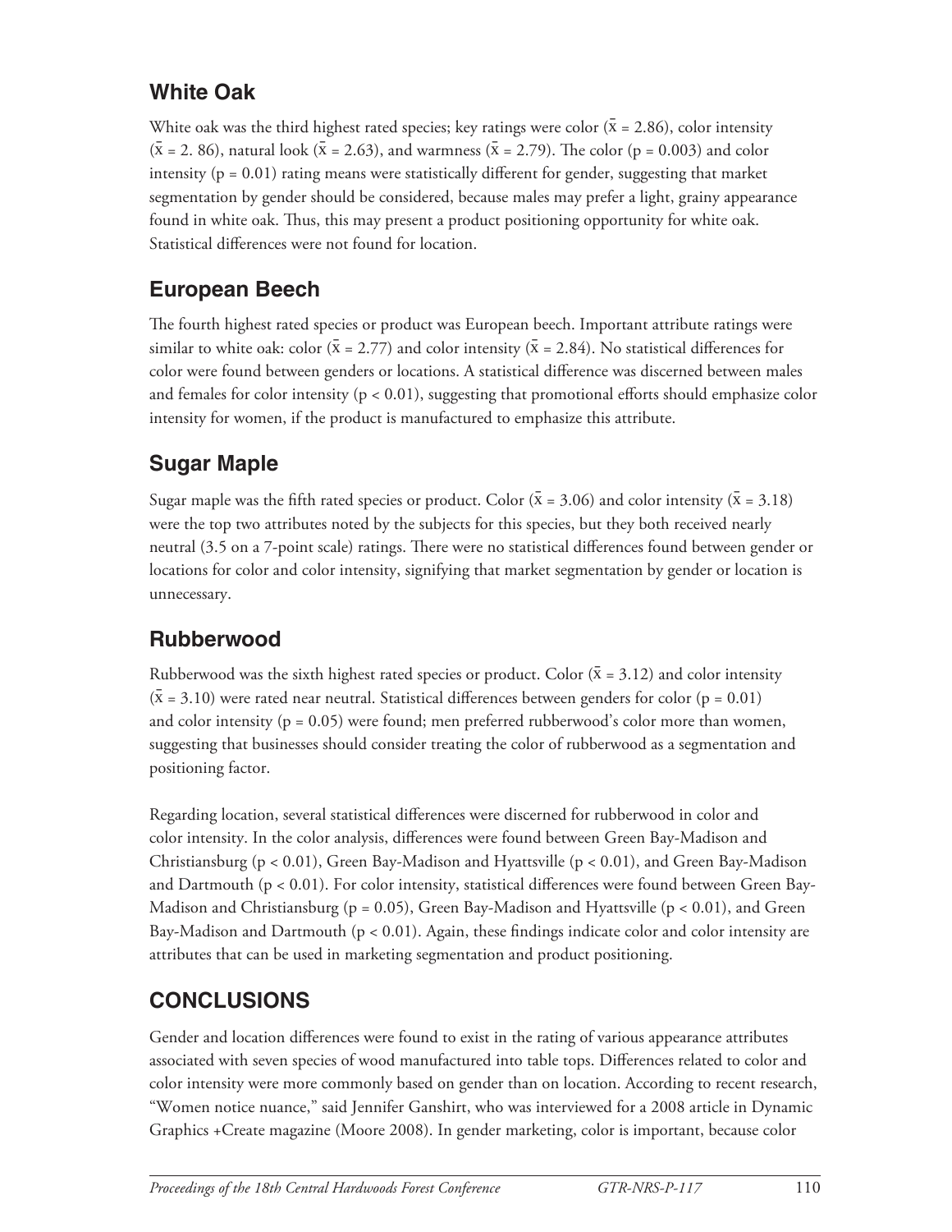## White Oak

White oak was the third highest rated species; key ratings were color ($\bar{x} = 2.86$), color intensity ($\bar{x} = 2.86$), natural look ($\bar{x} = 2.63$), and warmness ($\bar{x} = 2.79$). The color ($p = 0.003$) and color intensity ($p = 0.01$) rating means were statistically different for gender, suggesting that market segmentation by gender should be considered, because males may prefer a light, grainy appearance found in white oak. Thus, this may present a product positioning opportunity for white oak. Statistical differences were not found for location.

## European Beech

The fourth highest rated species or product was European beech. Important attribute ratings were similar to white oak: color ($\bar{x} = 2.77$) and color intensity ($\bar{x} = 2.84$). No statistical differences for color were found between genders or locations. A statistical difference was discerned between males and females for color intensity ($p < 0.01$), suggesting that promotional efforts should emphasize color intensity for women, if the product is manufactured to emphasize this attribute.

## Sugar Maple

Sugar maple was the fifth rated species or product. Color ($\bar{x} = 3.06$) and color intensity ($\bar{x} = 3.18$) were the top two attributes noted by the subjects for this species, but they both received nearly neutral (3.5 on a 7-point scale) ratings. There were no statistical differences found between gender or locations for color and color intensity, signifying that market segmentation by gender or location is unnecessary.

## Rubberwood

Rubberwood was the sixth highest rated species or product. Color ($\bar{x} = 3.12$) and color intensity ($\bar{x} = 3.10$) were rated near neutral. Statistical differences between genders for color ($p = 0.01$) and color intensity ($p = 0.05$) were found; men preferred rubberwood's color more than women, suggesting that businesses should consider treating the color of rubberwood as a segmentation and positioning factor.

Regarding location, several statistical differences were discerned for rubberwood in color and color intensity. In the color analysis, differences were found between Green Bay-Madison and Christiansburg ($p < 0.01$), Green Bay-Madison and Hyattsville ($p < 0.01$), and Green Bay-Madison and Dartmouth ($p < 0.01$). For color intensity, statistical differences were found between Green Bay-Madison and Christiansburg ($p = 0.05$), Green Bay-Madison and Hyattsville ($p < 0.01$), and Green Bay-Madison and Dartmouth ($p < 0.01$). Again, these findings indicate color and color intensity are attributes that can be used in marketing segmentation and product positioning.

## CONCLUSIONS

Gender and location differences were found to exist in the rating of various appearance attributes associated with seven species of wood manufactured into table tops. Differences related to color and color intensity were more commonly based on gender than on location. According to recent research, "Women notice nuance," said Jennifer Ganshirt, who was interviewed for a 2008 article in Dynamic Graphics +Create magazine (Moore 2008). In gender marketing, color is important, because color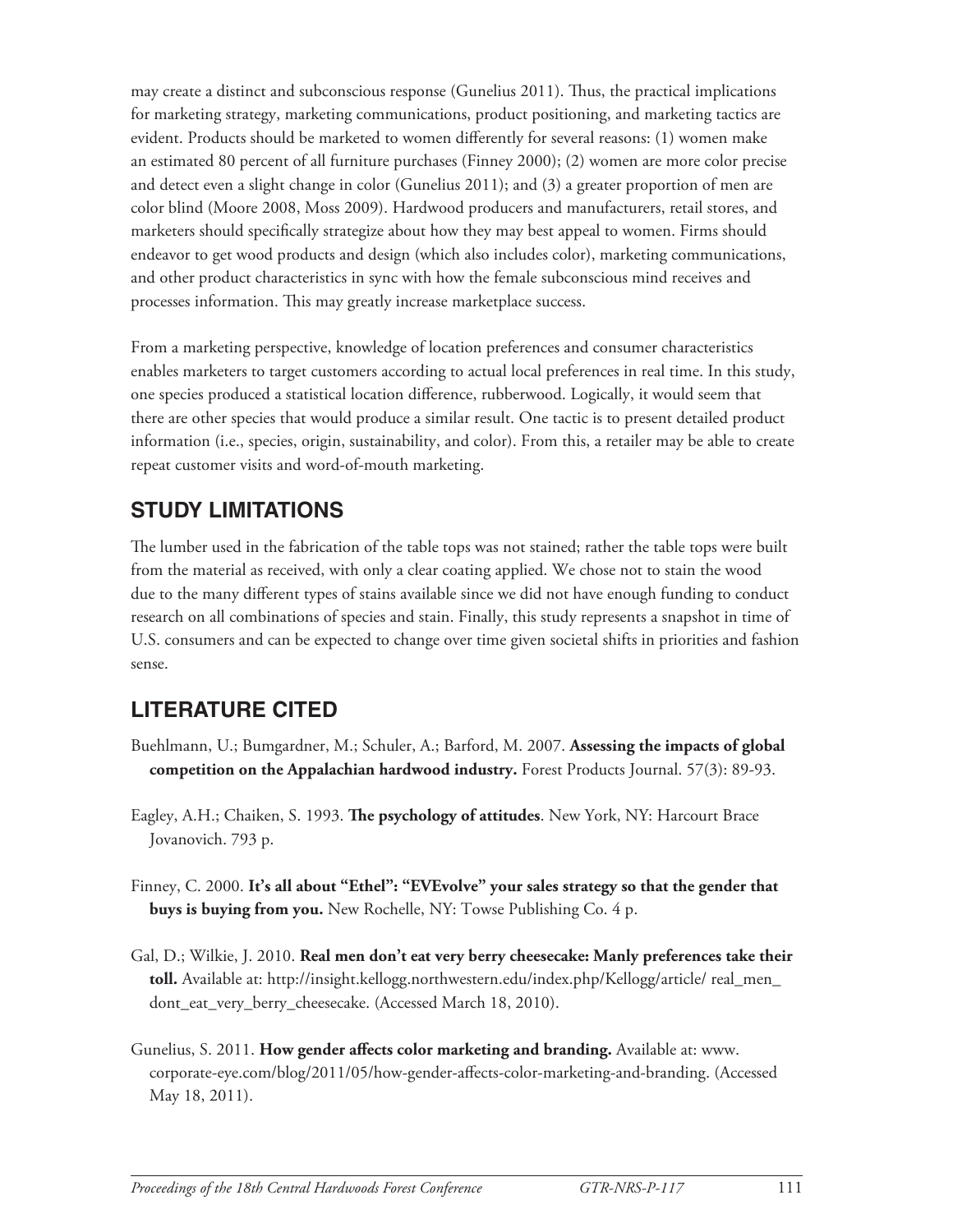may create a distinct and subconscious response (Gunelius 2011). Thus, the practical implications for marketing strategy, marketing communications, product positioning, and marketing tactics are evident. Products should be marketed to women differently for several reasons: (1) women make an estimated 80 percent of all furniture purchases (Finney 2000); (2) women are more color precise and detect even a slight change in color (Gunelius 2011); and (3) a greater proportion of men are color blind (Moore 2008, Moss 2009). Hardwood producers and manufacturers, retail stores, and marketers should specifically strategize about how they may best appeal to women. Firms should endeavor to get wood products and design (which also includes color), marketing communications, and other product characteristics in sync with how the female subconscious mind receives and processes information. This may greatly increase marketplace success.

From a marketing perspective, knowledge of location preferences and consumer characteristics enables marketers to target customers according to actual local preferences in real time. In this study, one species produced a statistical location difference, rubberwood. Logically, it would seem that there are other species that would produce a similar result. One tactic is to present detailed product information (i.e., species, origin, sustainability, and color). From this, a retailer may be able to create repeat customer visits and word-of-mouth marketing.

## STUDY LIMITATIONS

The lumber used in the fabrication of the table tops was not stained; rather the table tops were built from the material as received, with only a clear coating applied. We chose not to stain the wood due to the many different types of stains available since we did not have enough funding to conduct research on all combinations of species and stain. Finally, this study represents a snapshot in time of U.S. consumers and can be expected to change over time given societal shifts in priorities and fashion sense.

## LITERATURE CITED

Buehlmann, U.; Bumgardner, M.; Schuler, A.; Barford, M. 2007. **Assessing the impacts of global competition on the Appalachian hardwood industry.** Forest Products Journal. 57(3): 89-93.

Eagley, A.H.; Chaiken, S. 1993. **The psychology of attitudes**. New York, NY: Harcourt Brace Jovanovich. 793 p.

Finney, C. 2000. **It's all about "Ethel": "EVEvolve" your sales strategy so that the gender that buys is buying from you.** New Rochelle, NY: Towse Publishing Co. 4 p.

Gal, D.; Wilkie, J. 2010. **Real men don't eat very berry cheesecake: Manly preferences take their toll.** Available at: http://insight.kellogg.northwestern.edu/index.php/Kellogg/article/ real_men_dont_eat_very_berry_cheesecake. (Accessed March 18, 2010).

Gunelius, S. 2011. **How gender affects color marketing and branding.** Available at: www.corporate-eye.com/blog/2011/05/how-gender-affects-color-marketing-and-branding. (Accessed May 18, 2011).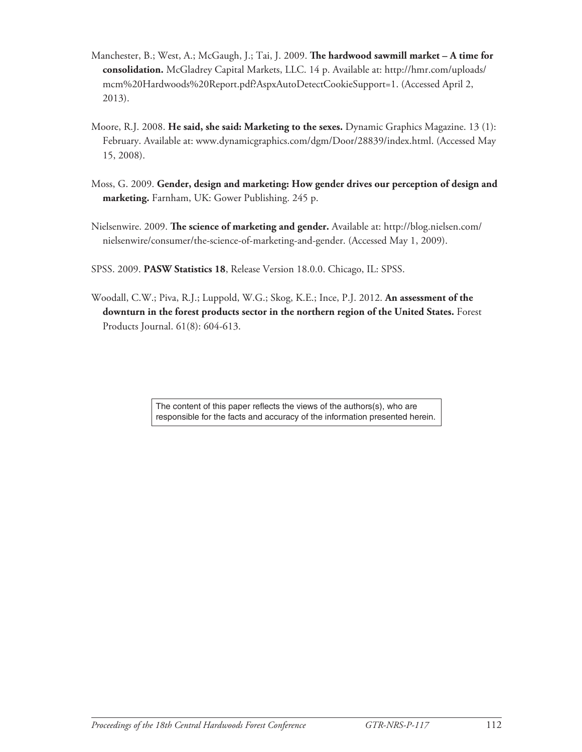Manchester, B.; West, A.; McGaugh, J.; Tai, J. 2009. **The hardwood sawmill market – A time for consolidation.** McGladrey Capital Markets, LLC. 14 p. Available at: http://hmr.com/uploads/mcm%20Hardwoods%20Report.pdf?AspxAutoDetectCookieSupport=1. (Accessed April 2, 2013).

Moore, R.J. 2008. **He said, she said: Marketing to the sexes.** Dynamic Graphics Magazine. 13 (1): February. Available at: www.dynamicgraphics.com/dgm/Door/28839/index.html. (Accessed May 15, 2008).

Moss, G. 2009. **Gender, design and marketing: How gender drives our perception of design and marketing.** Farnham, UK: Gower Publishing. 245 p.

Nielsenwire. 2009. **The science of marketing and gender.** Available at: http://blog.nielsen.com/nielsenwire/consumer/the-science-of-marketing-and-gender. (Accessed May 1, 2009).

SPSS. 2009. **PASW Statistics 18**, Release Version 18.0.0. Chicago, IL: SPSS.

Woodall, C.W.; Piva, R.J.; Luppold, W.G.; Skog, K.E.; Ince, P.J. 2012. **An assessment of the downturn in the forest products sector in the northern region of the United States.** Forest Products Journal. 61(8): 604-613.

The content of this paper reflects the views of the authors(s), who are responsible for the facts and accuracy of the information presented herein.